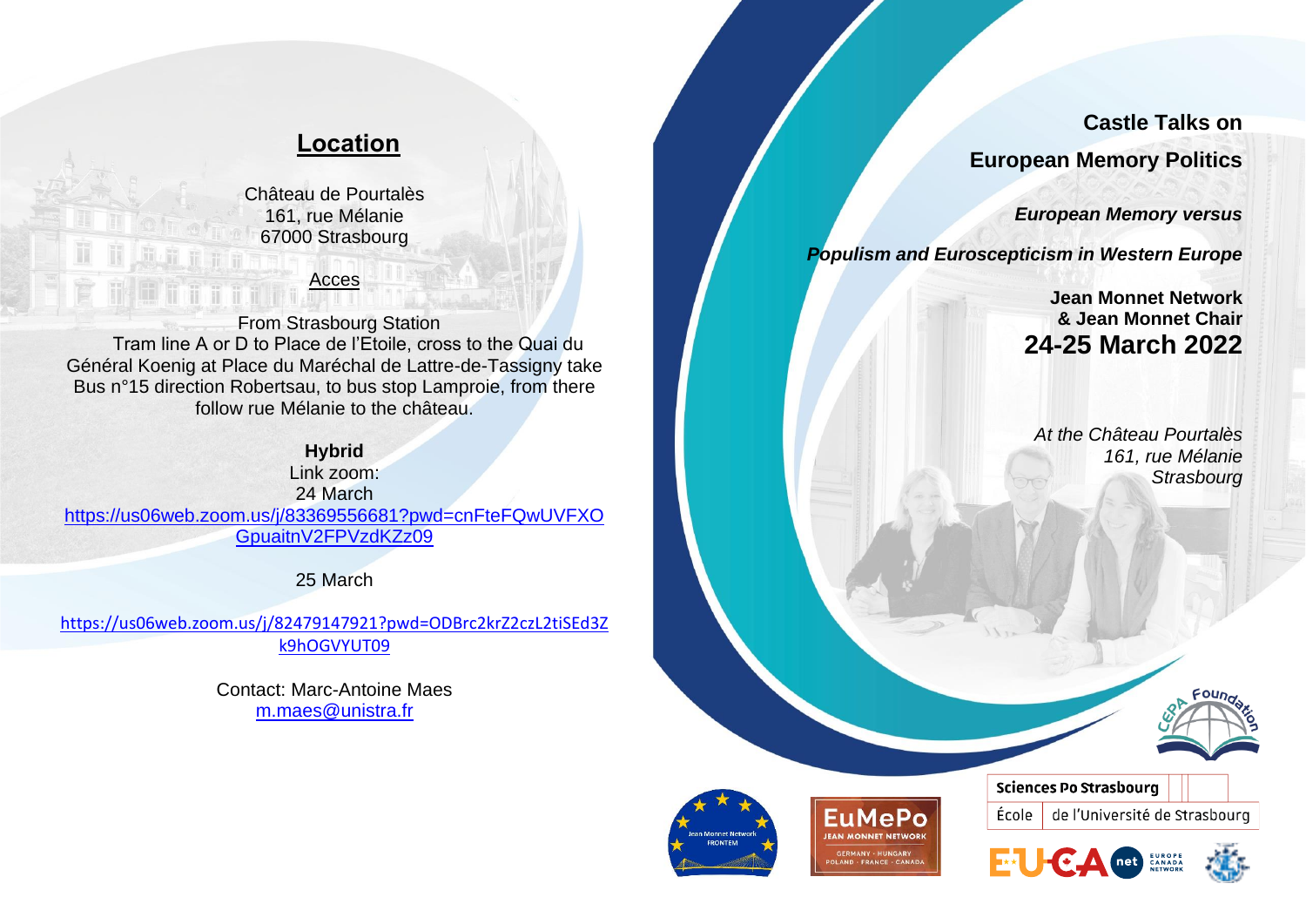## Location

Château de Pourtalès
161, rue Mélanie
67000 Strasbourg

Acces

From Strasbourg Station
Tram line A or D to Place de l'Etoile, cross to the Quai du Général Koenig at Place du Maréchal de Lattre-de-Tassigny take Bus n°15 direction Robertsau, to bus stop Lamproie, from there follow rue Mélanie to the château.

**Hybrid**
Link zoom:
24 March
https://us06web.zoom.us/j/83369556681?pwd=cnFteFQwUVFXOGpuaitnV2FPVzdKZz09

25 March

https://us06web.zoom.us/j/82479147921?pwd=ODBrc2krZ2czL2tiSEd3Zk9hOGVYUT09

Contact: Marc-Antoine Maes
m.maes@unistra.fr

# Castle Talks on European Memory Politics

***European Memory versus Populism and Euroscepticism in Western Europe***

**Jean Monnet Network & Jean Monnet Chair**

## 24-25 March 2022

*At the Château Pourtalès*
*161, rue Mélanie*
*Strasbourg*

CEPA Foundation

Jean Monnet Network FRONTEM

EuMePo JEAN MONNET NETWORK
GERMANY - HUNGARY
POLAND - FRANCE - CANADA

Sciences Po Strasbourg
École de l'Université de Strasbourg

EUCA net EUROPE CANADA NETWORK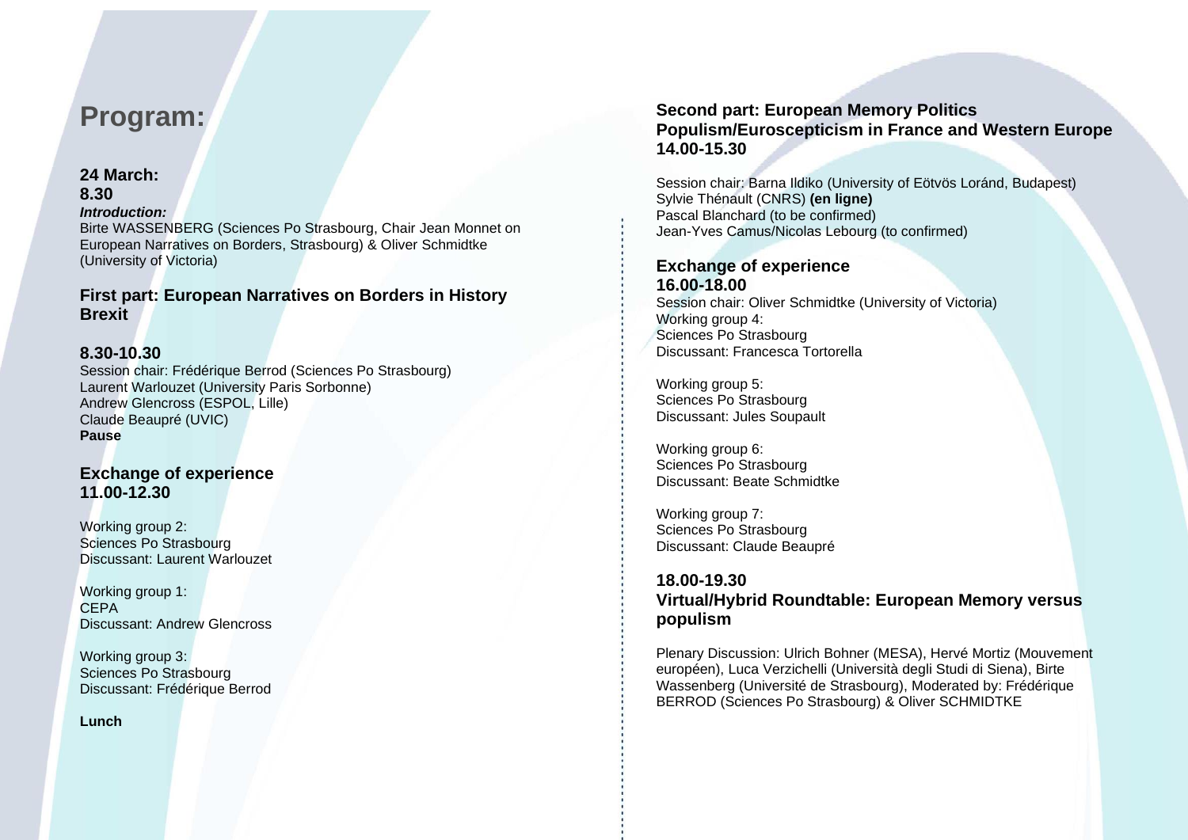# Program:

**24 March:**
**8.30**
***Introduction:***
Birte WASSENBERG (Sciences Po Strasbourg, Chair Jean Monnet on European Narratives on Borders, Strasbourg) & Oliver Schmidtke (University of Victoria)

## First part: European Narratives on Borders in History Brexit

**8.30-10.30**
Session chair: Frédérique Berrod (Sciences Po Strasbourg)
Laurent Warlouzet (University Paris Sorbonne)
Andrew Glencross (ESPOL, Lille)
Claude Beaupré (UVIC)
**Pause**

## Exchange of experience
**11.00-12.30**

Working group 2:
Sciences Po Strasbourg
Discussant: Laurent Warlouzet

Working group 1:
CEPA
Discussant: Andrew Glencross

Working group 3:
Sciences Po Strasbourg
Discussant: Frédérique Berrod

**Lunch**

## Second part: European Memory Politics Populism/Euroscepticism in France and Western Europe
**14.00-15.30**

Session chair: Barna Ildiko (University of Eötvös Loránd, Budapest)
Sylvie Thénault (CNRS) **(en ligne)**
Pascal Blanchard (to be confirmed)
Jean-Yves Camus/Nicolas Lebourg (to confirmed)

## Exchange of experience
**16.00-18.00**
Session chair: Oliver Schmidtke (University of Victoria)
Working group 4:
Sciences Po Strasbourg
Discussant: Francesca Tortorella

Working group 5:
Sciences Po Strasbourg
Discussant: Jules Soupault

Working group 6:
Sciences Po Strasbourg
Discussant: Beate Schmidtke

Working group 7:
Sciences Po Strasbourg
Discussant: Claude Beaupré

## 18.00-19.30
## Virtual/Hybrid Roundtable: European Memory versus populism

Plenary Discussion: Ulrich Bohner (MESA), Hervé Mortiz (Mouvement européen), Luca Verzichelli (Università degli Studi di Siena), Birte Wassenberg (Université de Strasbourg), Moderated by: Frédérique BERROD (Sciences Po Strasbourg) & Oliver SCHMIDTKE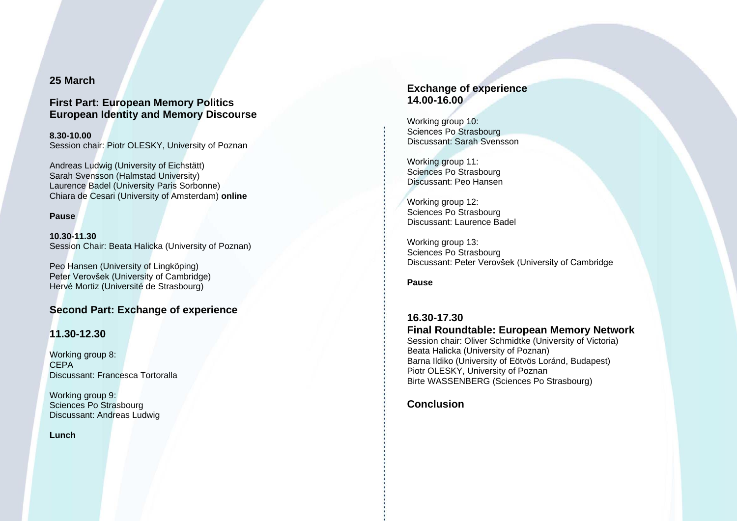## 25 March

### First Part: European Memory Politics
### European Identity and Memory Discourse

**8.30-10.00**
Session chair: Piotr OLESKY, University of Poznan

Andreas Ludwig (University of Eichstätt)
Sarah Svensson (Halmstad University)
Laurence Badel (University Paris Sorbonne)
Chiara de Cesari (University of Amsterdam) **online**

**Pause**

**10.30-11.30**
Session Chair: Beata Halicka (University of Poznan)

Peo Hansen (University of Lingköping)
Peter Verovšek (University of Cambridge)
Hervé Mortiz (Université de Strasbourg)

### Second Part: Exchange of experience

### 11.30-12.30

Working group 8:
CEPA
Discussant: Francesca Tortoralla

Working group 9:
Sciences Po Strasbourg
Discussant: Andreas Ludwig

**Lunch**

### Exchange of experience
### 14.00-16.00

Working group 10:
Sciences Po Strasbourg
Discussant: Sarah Svensson

Working group 11:
Sciences Po Strasbourg
Discussant: Peo Hansen

Working group 12:
Sciences Po Strasbourg
Discussant: Laurence Badel

Working group 13:
Sciences Po Strasbourg
Discussant: Peter Verovšek (University of Cambridge

**Pause**

### 16.30-17.30
### Final Roundtable: European Memory Network

Session chair: Oliver Schmidtke (University of Victoria)
Beata Halicka (University of Poznan)
Barna Ildiko (University of Eötvös Loránd, Budapest)
Piotr OLESKY, University of Poznan
Birte WASSENBERG (Sciences Po Strasbourg)

### Conclusion